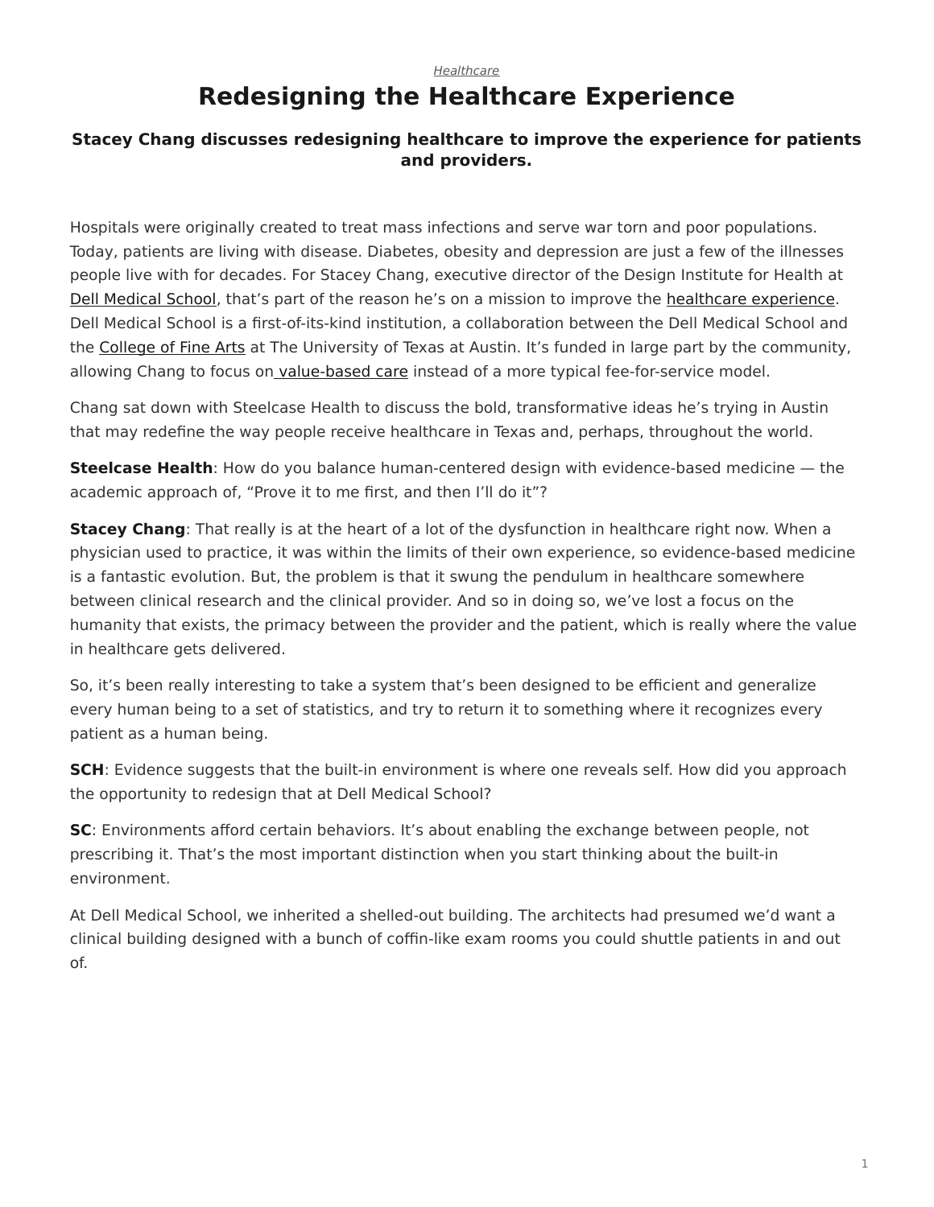*Healthcare*

# Redesigning the Healthcare Experience

### Stacey Chang discusses redesigning healthcare to improve the experience for patients and providers.

Hospitals were originally created to treat mass infections and serve war torn and poor populations. Today, patients are living with disease. Diabetes, obesity and depression are just a few of the illnesses people live with for decades. For Stacey Chang, executive director of the Design Institute for Health at Dell Medical School, that's part of the reason he's on a mission to improve the healthcare experience. Dell Medical School is a first-of-its-kind institution, a collaboration between the Dell Medical School and the College of Fine Arts at The University of Texas at Austin. It's funded in large part by the community, allowing Chang to focus on value-based care instead of a more typical fee-for-service model.

Chang sat down with Steelcase Health to discuss the bold, transformative ideas he's trying in Austin that may redefine the way people receive healthcare in Texas and, perhaps, throughout the world.

**Steelcase Health**: How do you balance human-centered design with evidence-based medicine — the academic approach of, "Prove it to me first, and then I'll do it"?

**Stacey Chang**: That really is at the heart of a lot of the dysfunction in healthcare right now. When a physician used to practice, it was within the limits of their own experience, so evidence-based medicine is a fantastic evolution. But, the problem is that it swung the pendulum in healthcare somewhere between clinical research and the clinical provider. And so in doing so, we've lost a focus on the humanity that exists, the primacy between the provider and the patient, which is really where the value in healthcare gets delivered.

So, it's been really interesting to take a system that's been designed to be efficient and generalize every human being to a set of statistics, and try to return it to something where it recognizes every patient as a human being.

**SCH**: Evidence suggests that the built-in environment is where one reveals self. How did you approach the opportunity to redesign that at Dell Medical School?

**SC**: Environments afford certain behaviors. It's about enabling the exchange between people, not prescribing it. That's the most important distinction when you start thinking about the built-in environment.

At Dell Medical School, we inherited a shelled-out building. The architects had presumed we'd want a clinical building designed with a bunch of coffin-like exam rooms you could shuttle patients in and out of.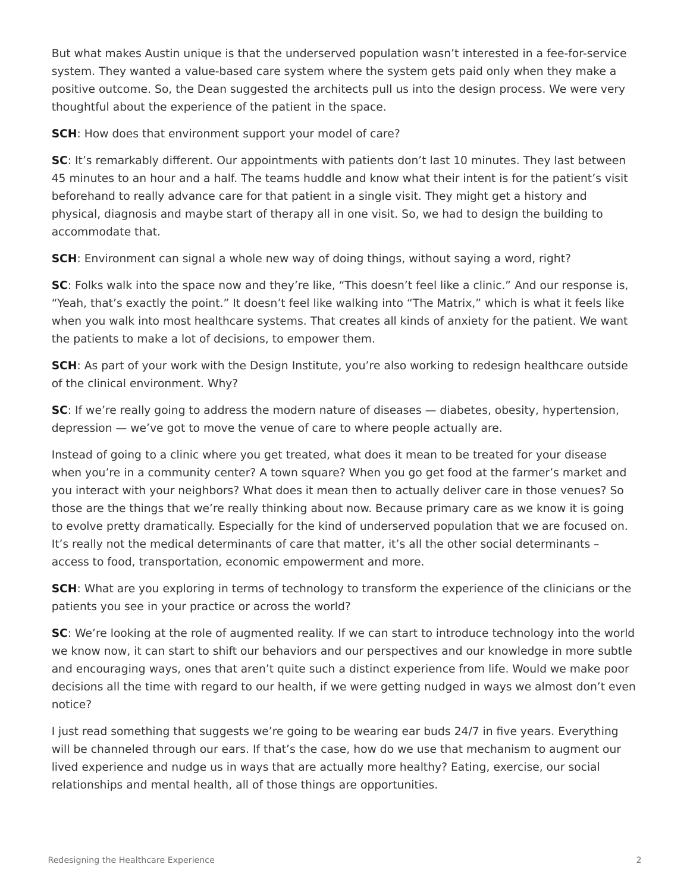But what makes Austin unique is that the underserved population wasn't interested in a fee-for-service system. They wanted a value-based care system where the system gets paid only when they make a positive outcome. So, the Dean suggested the architects pull us into the design process. We were very thoughtful about the experience of the patient in the space.

**SCH**: How does that environment support your model of care?

**SC**: It's remarkably different. Our appointments with patients don't last 10 minutes. They last between 45 minutes to an hour and a half. The teams huddle and know what their intent is for the patient's visit beforehand to really advance care for that patient in a single visit. They might get a history and physical, diagnosis and maybe start of therapy all in one visit. So, we had to design the building to accommodate that.

**SCH**: Environment can signal a whole new way of doing things, without saying a word, right?

**SC**: Folks walk into the space now and they're like, "This doesn't feel like a clinic." And our response is, "Yeah, that's exactly the point." It doesn't feel like walking into "The Matrix," which is what it feels like when you walk into most healthcare systems. That creates all kinds of anxiety for the patient. We want the patients to make a lot of decisions, to empower them.

**SCH**: As part of your work with the Design Institute, you're also working to redesign healthcare outside of the clinical environment. Why?

**SC**: If we're really going to address the modern nature of diseases — diabetes, obesity, hypertension, depression — we've got to move the venue of care to where people actually are.

Instead of going to a clinic where you get treated, what does it mean to be treated for your disease when you're in a community center? A town square? When you go get food at the farmer's market and you interact with your neighbors? What does it mean then to actually deliver care in those venues? So those are the things that we're really thinking about now. Because primary care as we know it is going to evolve pretty dramatically. Especially for the kind of underserved population that we are focused on. It's really not the medical determinants of care that matter, it's all the other social determinants – access to food, transportation, economic empowerment and more.

**SCH**: What are you exploring in terms of technology to transform the experience of the clinicians or the patients you see in your practice or across the world?

**SC**: We're looking at the role of augmented reality. If we can start to introduce technology into the world we know now, it can start to shift our behaviors and our perspectives and our knowledge in more subtle and encouraging ways, ones that aren't quite such a distinct experience from life. Would we make poor decisions all the time with regard to our health, if we were getting nudged in ways we almost don't even notice?

I just read something that suggests we're going to be wearing ear buds 24/7 in five years. Everything will be channeled through our ears. If that's the case, how do we use that mechanism to augment our lived experience and nudge us in ways that are actually more healthy? Eating, exercise, our social relationships and mental health, all of those things are opportunities.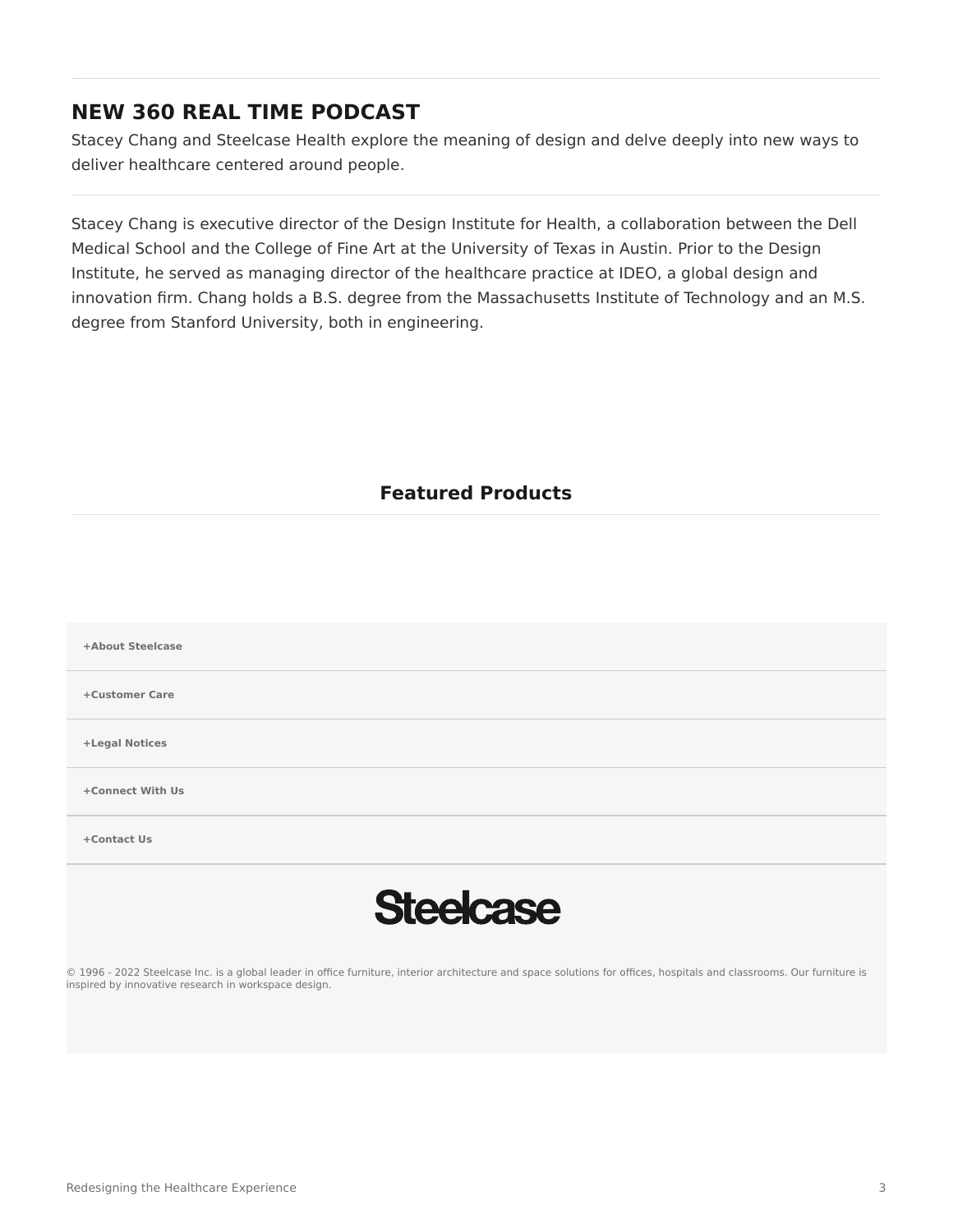## NEW 360 REAL TIME PODCAST

Stacey Chang and Steelcase Health explore the meaning of design and delve deeply into new ways to deliver healthcare centered around people.

Stacey Chang is executive director of the Design Institute for Health, a collaboration between the Dell Medical School and the College of Fine Art at the University of Texas in Austin. Prior to the Design Institute, he served as managing director of the healthcare practice at IDEO, a global design and innovation firm. Chang holds a B.S. degree from the Massachusetts Institute of Technology and an M.S. degree from Stanford University, both in engineering.

## Featured Products

+About Steelcase

+Customer Care

+Legal Notices

+Connect With Us

+Contact Us

Steelcase

© 1996 - 2022 Steelcase Inc. is a global leader in office furniture, interior architecture and space solutions for offices, hospitals and classrooms. Our furniture is inspired by innovative research in workspace design.